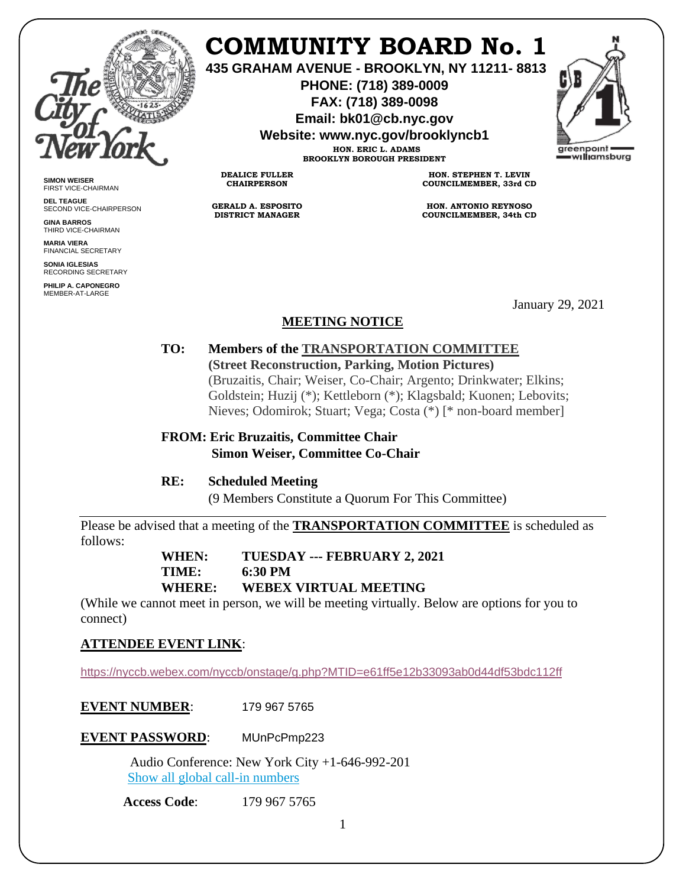# COMMUNITY BOARD No. 1

**435 GRAHAM AVENUE - BROOKLYN, NY 11211- 8813**
**PHONE: (718) 389-0009**
**FAX: (718) 389-0098**
**Email: bk01@cb.nyc.gov**
**Website: www.nyc.gov/brooklyncb1**

**HON. ERIC L. ADAMS**
**BROOKLYN BOROUGH PRESIDENT**

**DEALICE FULLER**
**CHAIRPERSON**

**GERALD A. ESPOSITO**
**DISTRICT MANAGER**

**HON. STEPHEN T. LEVIN**
**COUNCILMEMBER, 33rd CD**

**HON. ANTONIO REYNOSO**
**COUNCILMEMBER, 34th CD**

**SIMON WEISER**
FIRST VICE-CHAIRMAN

**DEL TEAGUE**
SECOND VICE-CHAIRPERSON

**GINA BARROS**
THIRD VICE-CHAIRMAN

**MARIA VIERA**
FINANCIAL SECRETARY

**SONIA IGLESIAS**
RECORDING SECRETARY

**PHILIP A. CAPONEGRO**
MEMBER-AT-LARGE

January 29, 2021

## MEETING NOTICE

**TO: Members of the TRANSPORTATION COMMITTEE**
**(Street Reconstruction, Parking, Motion Pictures)**
(Bruzaitis, Chair; Weiser, Co-Chair; Argento; Drinkwater; Elkins; Goldstein; Huzij (*); Kettleborn (*); Klagsbald; Kuonen; Lebovits; Nieves; Odomirok; Stuart; Vega; Costa (*) [* non-board member]

**FROM: Eric Bruzaitis, Committee Chair**
**Simon Weiser, Committee Co-Chair**

**RE: Scheduled Meeting**
(9 Members Constitute a Quorum For This Committee)

Please be advised that a meeting of the **TRANSPORTATION COMMITTEE** is scheduled as follows:

**WHEN: TUESDAY --- FEBRUARY 2, 2021**
**TIME: 6:30 PM**
**WHERE: WEBEX VIRTUAL MEETING**

(While we cannot meet in person, we will be meeting virtually. Below are options for you to connect)

**ATTENDEE EVENT LINK**:

https://nyccb.webex.com/nyccb/onstage/g.php?MTID=e61ff5e12b33093ab0d44df53bdc112ff

**EVENT NUMBER**: 179 967 5765

**EVENT PASSWORD**: MUnPcPmp223

Audio Conference: New York City +1-646-992-201
Show all global call-in numbers

**Access Code**: 179 967 5765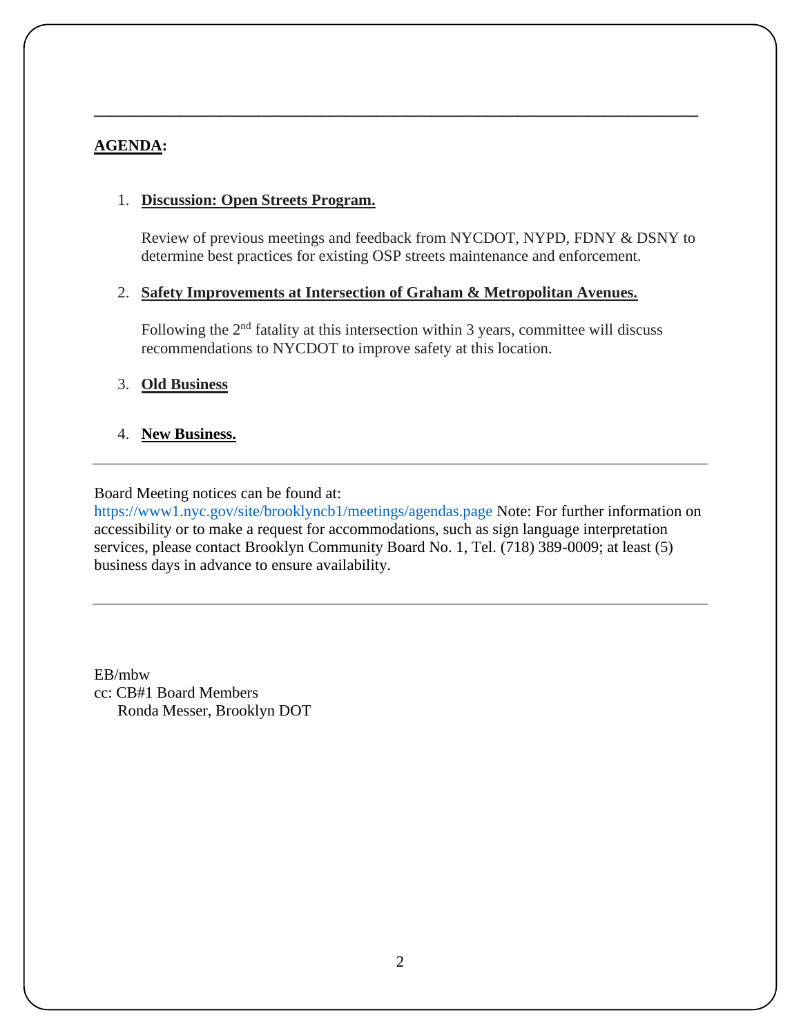---

**AGENDA:**

1. **Discussion: Open Streets Program.**

   Review of previous meetings and feedback from NYCDOT, NYPD, FDNY & DSNY to determine best practices for existing OSP streets maintenance and enforcement.

2. **Safety Improvements at Intersection of Graham & Metropolitan Avenues.**

   Following the 2nd fatality at this intersection within 3 years, committee will discuss recommendations to NYCDOT to improve safety at this location.

3. **Old Business**

4. **New Business.**

---

Board Meeting notices can be found at: https://www1.nyc.gov/site/brooklyncb1/meetings/agendas.page Note: For further information on accessibility or to make a request for accommodations, such as sign language interpretation services, please contact Brooklyn Community Board No. 1, Tel. (718) 389-0009; at least (5) business days in advance to ensure availability.

---

EB/mbw
cc: CB#1 Board Members
    Ronda Messer, Brooklyn DOT